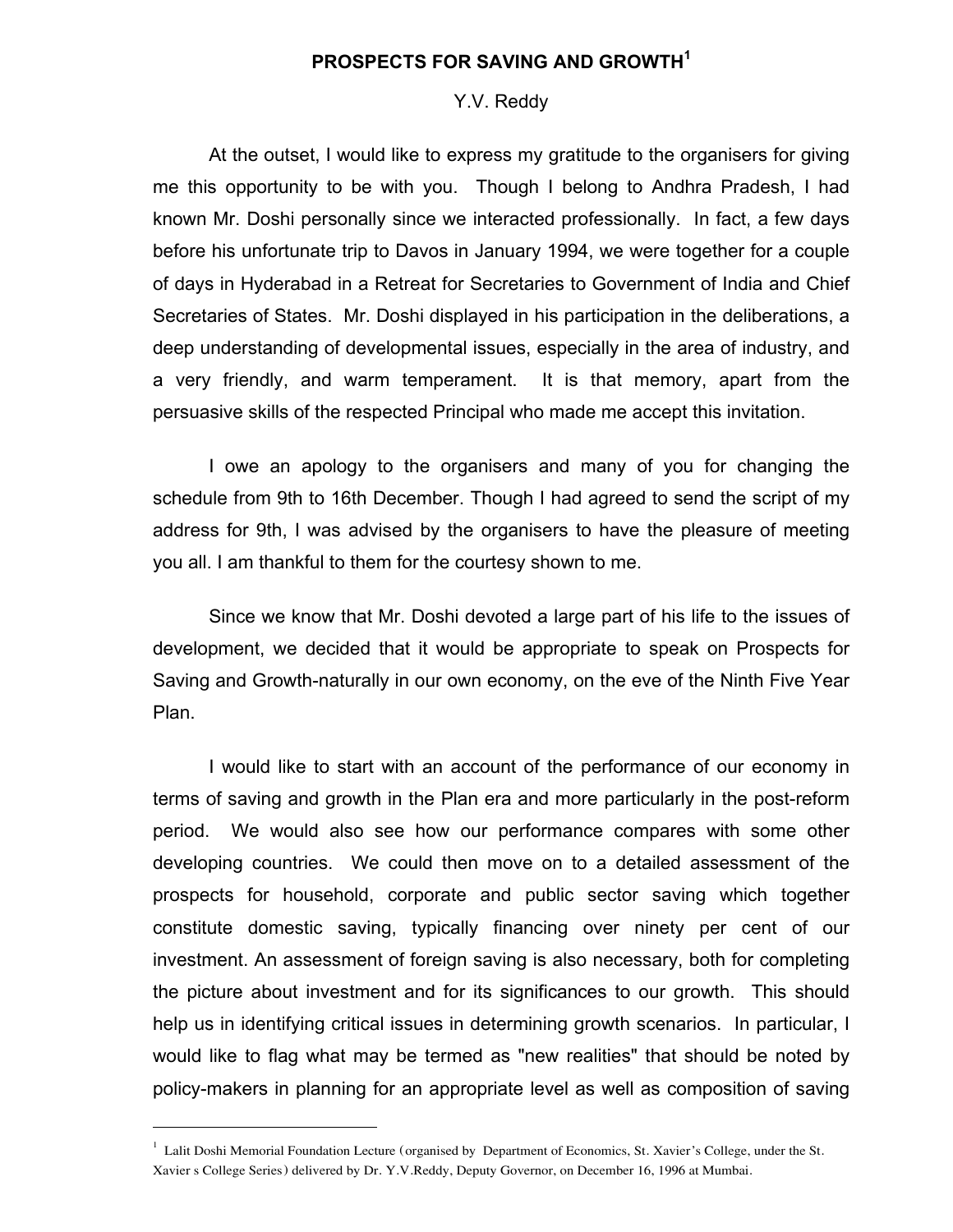# PROSPECTS FOR SAVING AND GROWTH[1]

Y.V. Reddy

At the outset, I would like to express my gratitude to the organisers for giving me this opportunity to be with you. Though I belong to Andhra Pradesh, I had known Mr. Doshi personally since we interacted professionally. In fact, a few days before his unfortunate trip to Davos in January 1994, we were together for a couple of days in Hyderabad in a Retreat for Secretaries to Government of India and Chief Secretaries of States. Mr. Doshi displayed in his participation in the deliberations, a deep understanding of developmental issues, especially in the area of industry, and a very friendly, and warm temperament. It is that memory, apart from the persuasive skills of the respected Principal who made me accept this invitation.

I owe an apology to the organisers and many of you for changing the schedule from 9th to 16th December. Though I had agreed to send the script of my address for 9th, I was advised by the organisers to have the pleasure of meeting you all. I am thankful to them for the courtesy shown to me.

Since we know that Mr. Doshi devoted a large part of his life to the issues of development, we decided that it would be appropriate to speak on Prospects for Saving and Growth-naturally in our own economy, on the eve of the Ninth Five Year Plan.

I would like to start with an account of the performance of our economy in terms of saving and growth in the Plan era and more particularly in the post-reform period. We would also see how our performance compares with some other developing countries. We could then move on to a detailed assessment of the prospects for household, corporate and public sector saving which together constitute domestic saving, typically financing over ninety per cent of our investment. An assessment of foreign saving is also necessary, both for completing the picture about investment and for its significances to our growth. This should help us in identifying critical issues in determining growth scenarios. In particular, I would like to flag what may be termed as "new realities" that should be noted by policy-makers in planning for an appropriate level as well as composition of saving

---

[1] Lalit Doshi Memorial Foundation Lecture (organised by Department of Economics, St. Xavier's College, under the St. Xavier s College Series) delivered by Dr. Y.V.Reddy, Deputy Governor, on December 16, 1996 at Mumbai.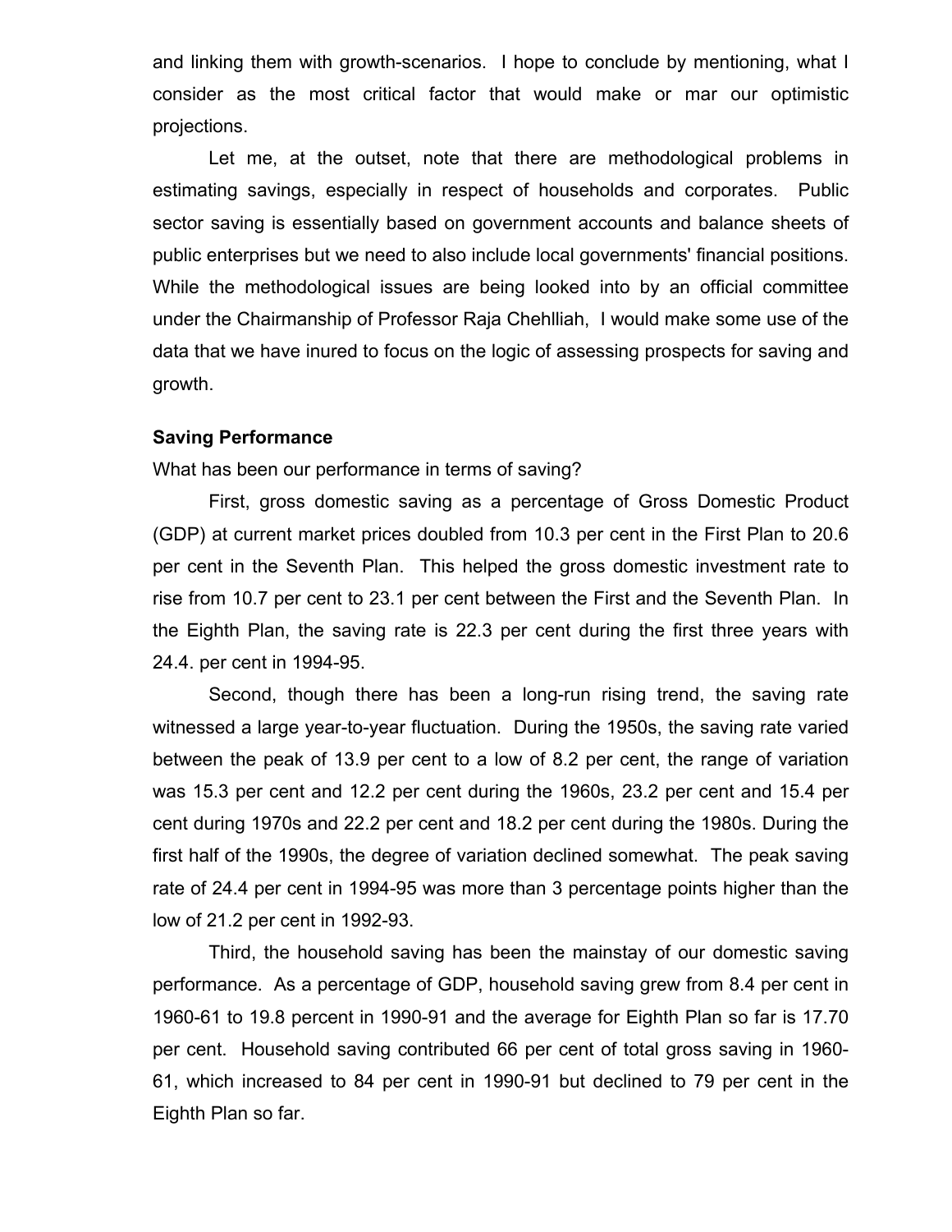and linking them with growth-scenarios. I hope to conclude by mentioning, what I consider as the most critical factor that would make or mar our optimistic projections.

Let me, at the outset, note that there are methodological problems in estimating savings, especially in respect of households and corporates. Public sector saving is essentially based on government accounts and balance sheets of public enterprises but we need to also include local governments' financial positions. While the methodological issues are being looked into by an official committee under the Chairmanship of Professor Raja Chehlliah, I would make some use of the data that we have inured to focus on the logic of assessing prospects for saving and growth.

**Saving Performance**

What has been our performance in terms of saving?

First, gross domestic saving as a percentage of Gross Domestic Product (GDP) at current market prices doubled from 10.3 per cent in the First Plan to 20.6 per cent in the Seventh Plan. This helped the gross domestic investment rate to rise from 10.7 per cent to 23.1 per cent between the First and the Seventh Plan. In the Eighth Plan, the saving rate is 22.3 per cent during the first three years with 24.4. per cent in 1994-95.

Second, though there has been a long-run rising trend, the saving rate witnessed a large year-to-year fluctuation. During the 1950s, the saving rate varied between the peak of 13.9 per cent to a low of 8.2 per cent, the range of variation was 15.3 per cent and 12.2 per cent during the 1960s, 23.2 per cent and 15.4 per cent during 1970s and 22.2 per cent and 18.2 per cent during the 1980s. During the first half of the 1990s, the degree of variation declined somewhat. The peak saving rate of 24.4 per cent in 1994-95 was more than 3 percentage points higher than the low of 21.2 per cent in 1992-93.

Third, the household saving has been the mainstay of our domestic saving performance. As a percentage of GDP, household saving grew from 8.4 per cent in 1960-61 to 19.8 percent in 1990-91 and the average for Eighth Plan so far is 17.70 per cent. Household saving contributed 66 per cent of total gross saving in 1960-61, which increased to 84 per cent in 1990-91 but declined to 79 per cent in the Eighth Plan so far.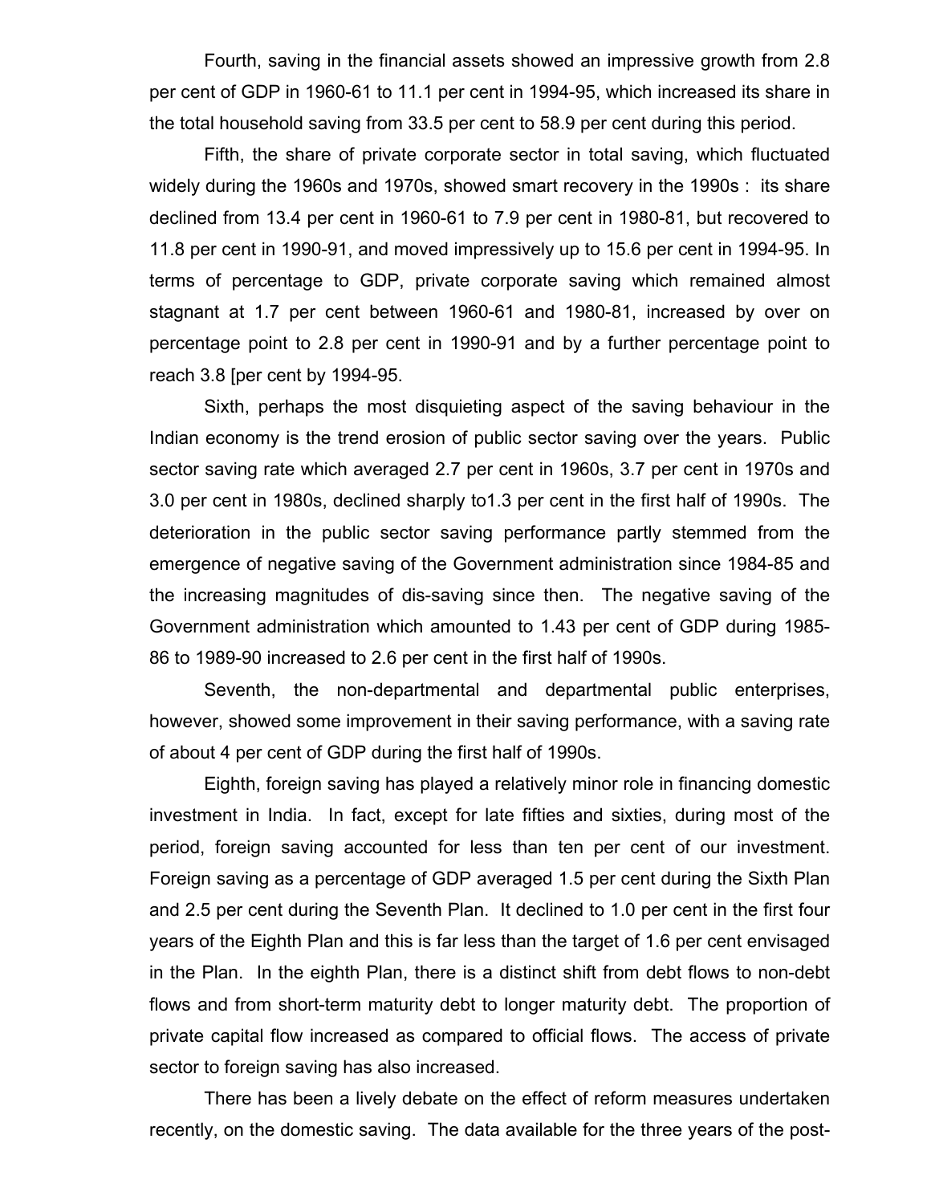Fourth, saving in the financial assets showed an impressive growth from 2.8 per cent of GDP in 1960-61 to 11.1 per cent in 1994-95, which increased its share in the total household saving from 33.5 per cent to 58.9 per cent during this period.

Fifth, the share of private corporate sector in total saving, which fluctuated widely during the 1960s and 1970s, showed smart recovery in the 1990s : its share declined from 13.4 per cent in 1960-61 to 7.9 per cent in 1980-81, but recovered to 11.8 per cent in 1990-91, and moved impressively up to 15.6 per cent in 1994-95. In terms of percentage to GDP, private corporate saving which remained almost stagnant at 1.7 per cent between 1960-61 and 1980-81, increased by over on percentage point to 2.8 per cent in 1990-91 and by a further percentage point to reach 3.8 [per cent by 1994-95.

Sixth, perhaps the most disquieting aspect of the saving behaviour in the Indian economy is the trend erosion of public sector saving over the years. Public sector saving rate which averaged 2.7 per cent in 1960s, 3.7 per cent in 1970s and 3.0 per cent in 1980s, declined sharply to1.3 per cent in the first half of 1990s. The deterioration in the public sector saving performance partly stemmed from the emergence of negative saving of the Government administration since 1984-85 and the increasing magnitudes of dis-saving since then. The negative saving of the Government administration which amounted to 1.43 per cent of GDP during 1985-86 to 1989-90 increased to 2.6 per cent in the first half of 1990s.

Seventh, the non-departmental and departmental public enterprises, however, showed some improvement in their saving performance, with a saving rate of about 4 per cent of GDP during the first half of 1990s.

Eighth, foreign saving has played a relatively minor role in financing domestic investment in India. In fact, except for late fifties and sixties, during most of the period, foreign saving accounted for less than ten per cent of our investment. Foreign saving as a percentage of GDP averaged 1.5 per cent during the Sixth Plan and 2.5 per cent during the Seventh Plan. It declined to 1.0 per cent in the first four years of the Eighth Plan and this is far less than the target of 1.6 per cent envisaged in the Plan. In the eighth Plan, there is a distinct shift from debt flows to non-debt flows and from short-term maturity debt to longer maturity debt. The proportion of private capital flow increased as compared to official flows. The access of private sector to foreign saving has also increased.

There has been a lively debate on the effect of reform measures undertaken recently, on the domestic saving. The data available for the three years of the post-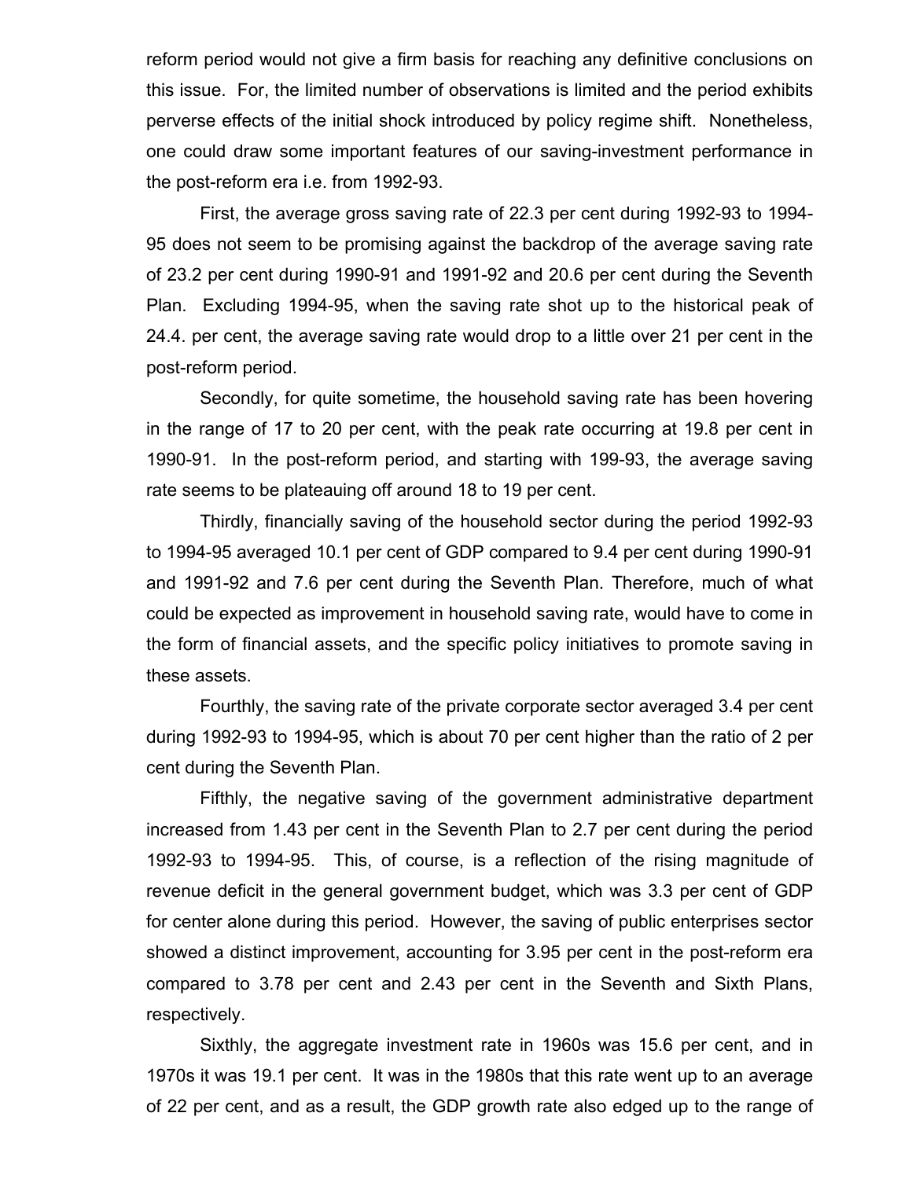reform period would not give a firm basis for reaching any definitive conclusions on this issue. For, the limited number of observations is limited and the period exhibits perverse effects of the initial shock introduced by policy regime shift. Nonetheless, one could draw some important features of our saving-investment performance in the post-reform era i.e. from 1992-93.

First, the average gross saving rate of 22.3 per cent during 1992-93 to 1994-95 does not seem to be promising against the backdrop of the average saving rate of 23.2 per cent during 1990-91 and 1991-92 and 20.6 per cent during the Seventh Plan. Excluding 1994-95, when the saving rate shot up to the historical peak of 24.4. per cent, the average saving rate would drop to a little over 21 per cent in the post-reform period.

Secondly, for quite sometime, the household saving rate has been hovering in the range of 17 to 20 per cent, with the peak rate occurring at 19.8 per cent in 1990-91. In the post-reform period, and starting with 199-93, the average saving rate seems to be plateauing off around 18 to 19 per cent.

Thirdly, financially saving of the household sector during the period 1992-93 to 1994-95 averaged 10.1 per cent of GDP compared to 9.4 per cent during 1990-91 and 1991-92 and 7.6 per cent during the Seventh Plan. Therefore, much of what could be expected as improvement in household saving rate, would have to come in the form of financial assets, and the specific policy initiatives to promote saving in these assets.

Fourthly, the saving rate of the private corporate sector averaged 3.4 per cent during 1992-93 to 1994-95, which is about 70 per cent higher than the ratio of 2 per cent during the Seventh Plan.

Fifthly, the negative saving of the government administrative department increased from 1.43 per cent in the Seventh Plan to 2.7 per cent during the period 1992-93 to 1994-95. This, of course, is a reflection of the rising magnitude of revenue deficit in the general government budget, which was 3.3 per cent of GDP for center alone during this period. However, the saving of public enterprises sector showed a distinct improvement, accounting for 3.95 per cent in the post-reform era compared to 3.78 per cent and 2.43 per cent in the Seventh and Sixth Plans, respectively.

Sixthly, the aggregate investment rate in 1960s was 15.6 per cent, and in 1970s it was 19.1 per cent. It was in the 1980s that this rate went up to an average of 22 per cent, and as a result, the GDP growth rate also edged up to the range of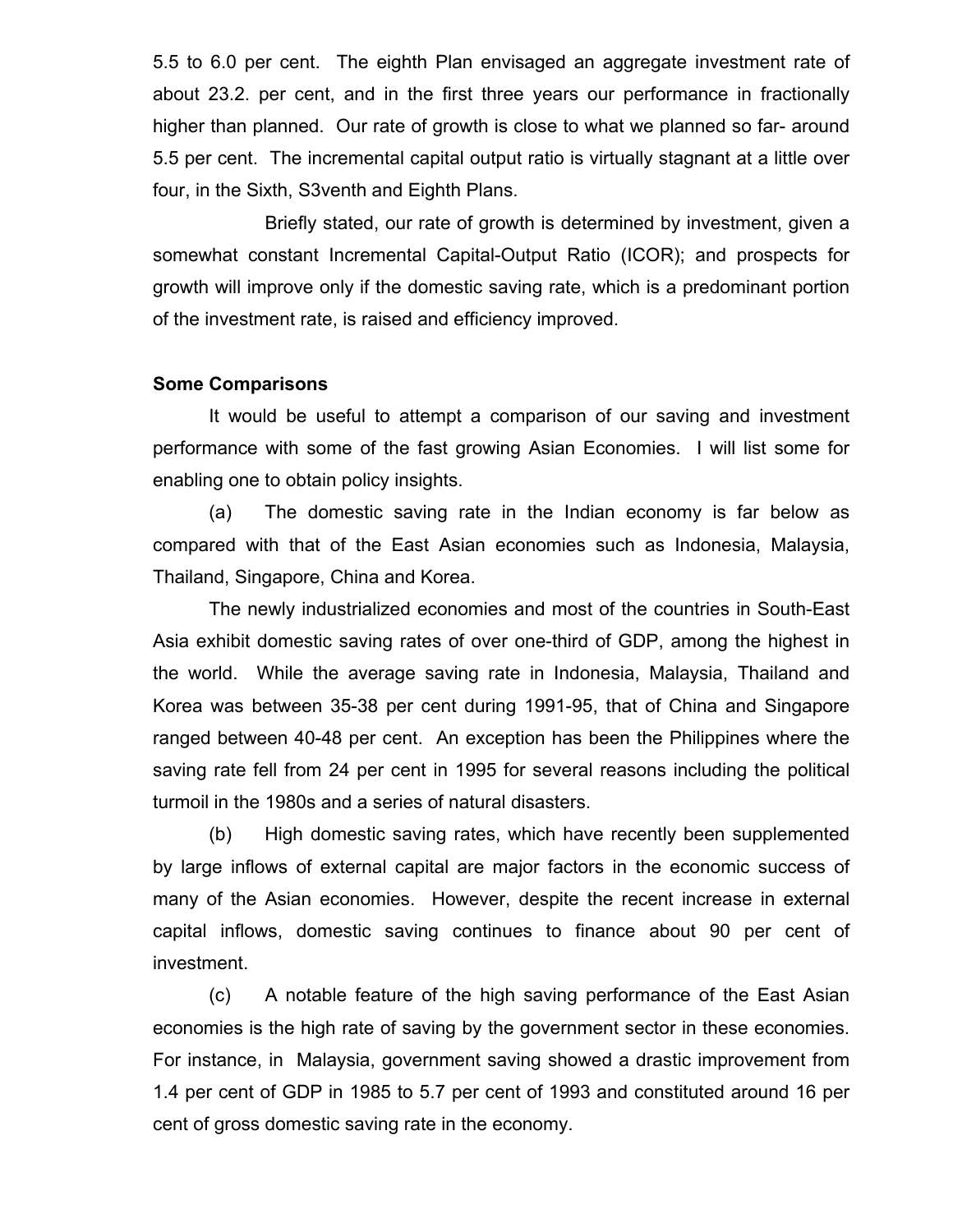5.5 to 6.0 per cent. The eighth Plan envisaged an aggregate investment rate of about 23.2. per cent, and in the first three years our performance in fractionally higher than planned. Our rate of growth is close to what we planned so far- around 5.5 per cent. The incremental capital output ratio is virtually stagnant at a little over four, in the Sixth, S3venth and Eighth Plans.

Briefly stated, our rate of growth is determined by investment, given a somewhat constant Incremental Capital-Output Ratio (ICOR); and prospects for growth will improve only if the domestic saving rate, which is a predominant portion of the investment rate, is raised and efficiency improved.

**Some Comparisons**

It would be useful to attempt a comparison of our saving and investment performance with some of the fast growing Asian Economies. I will list some for enabling one to obtain policy insights.

(a) The domestic saving rate in the Indian economy is far below as compared with that of the East Asian economies such as Indonesia, Malaysia, Thailand, Singapore, China and Korea.

The newly industrialized economies and most of the countries in South-East Asia exhibit domestic saving rates of over one-third of GDP, among the highest in the world. While the average saving rate in Indonesia, Malaysia, Thailand and Korea was between 35-38 per cent during 1991-95, that of China and Singapore ranged between 40-48 per cent. An exception has been the Philippines where the saving rate fell from 24 per cent in 1995 for several reasons including the political turmoil in the 1980s and a series of natural disasters.

(b) High domestic saving rates, which have recently been supplemented by large inflows of external capital are major factors in the economic success of many of the Asian economies. However, despite the recent increase in external capital inflows, domestic saving continues to finance about 90 per cent of investment.

(c) A notable feature of the high saving performance of the East Asian economies is the high rate of saving by the government sector in these economies. For instance, in Malaysia, government saving showed a drastic improvement from 1.4 per cent of GDP in 1985 to 5.7 per cent of 1993 and constituted around 16 per cent of gross domestic saving rate in the economy.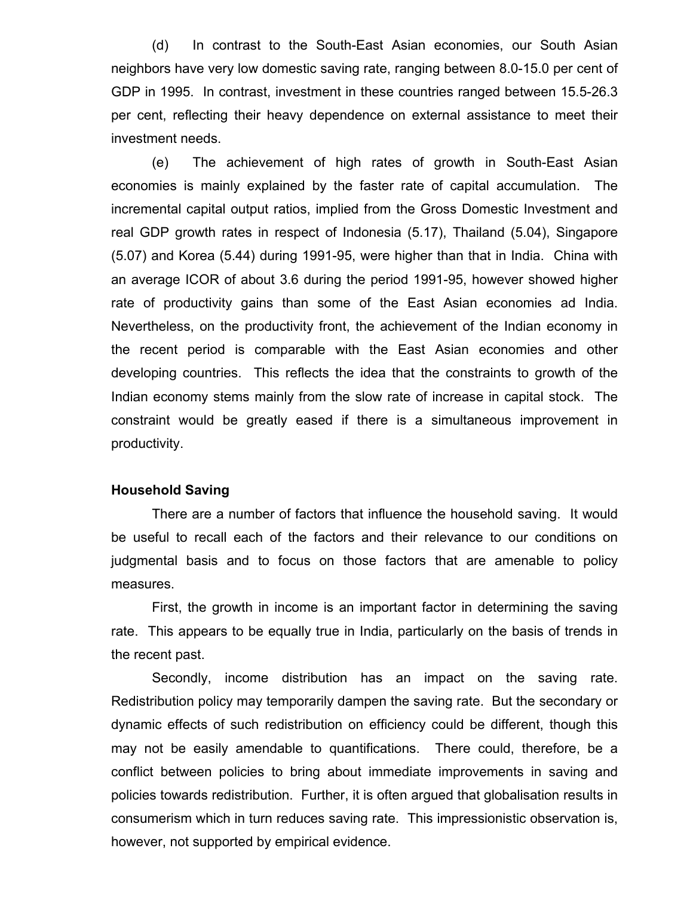(d) In contrast to the South-East Asian economies, our South Asian neighbors have very low domestic saving rate, ranging between 8.0-15.0 per cent of GDP in 1995. In contrast, investment in these countries ranged between 15.5-26.3 per cent, reflecting their heavy dependence on external assistance to meet their investment needs.

(e) The achievement of high rates of growth in South-East Asian economies is mainly explained by the faster rate of capital accumulation. The incremental capital output ratios, implied from the Gross Domestic Investment and real GDP growth rates in respect of Indonesia (5.17), Thailand (5.04), Singapore (5.07) and Korea (5.44) during 1991-95, were higher than that in India. China with an average ICOR of about 3.6 during the period 1991-95, however showed higher rate of productivity gains than some of the East Asian economies ad India. Nevertheless, on the productivity front, the achievement of the Indian economy in the recent period is comparable with the East Asian economies and other developing countries. This reflects the idea that the constraints to growth of the Indian economy stems mainly from the slow rate of increase in capital stock. The constraint would be greatly eased if there is a simultaneous improvement in productivity.

**Household Saving**

There are a number of factors that influence the household saving. It would be useful to recall each of the factors and their relevance to our conditions on judgmental basis and to focus on those factors that are amenable to policy measures.

First, the growth in income is an important factor in determining the saving rate. This appears to be equally true in India, particularly on the basis of trends in the recent past.

Secondly, income distribution has an impact on the saving rate. Redistribution policy may temporarily dampen the saving rate. But the secondary or dynamic effects of such redistribution on efficiency could be different, though this may not be easily amendable to quantifications. There could, therefore, be a conflict between policies to bring about immediate improvements in saving and policies towards redistribution. Further, it is often argued that globalisation results in consumerism which in turn reduces saving rate. This impressionistic observation is, however, not supported by empirical evidence.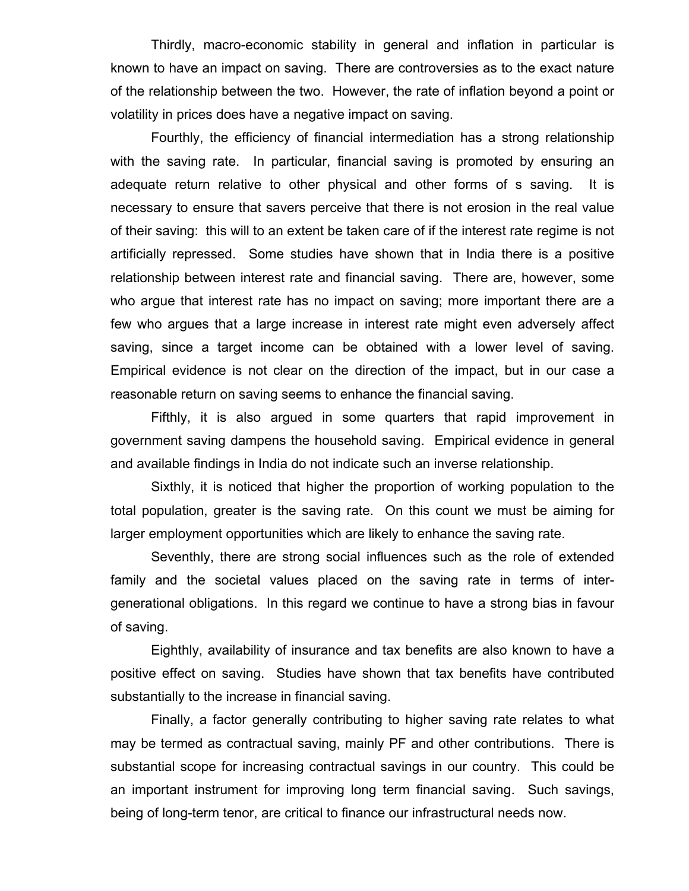Thirdly, macro-economic stability in general and inflation in particular is known to have an impact on saving. There are controversies as to the exact nature of the relationship between the two. However, the rate of inflation beyond a point or volatility in prices does have a negative impact on saving.

Fourthly, the efficiency of financial intermediation has a strong relationship with the saving rate. In particular, financial saving is promoted by ensuring an adequate return relative to other physical and other forms of s saving. It is necessary to ensure that savers perceive that there is not erosion in the real value of their saving: this will to an extent be taken care of if the interest rate regime is not artificially repressed. Some studies have shown that in India there is a positive relationship between interest rate and financial saving. There are, however, some who argue that interest rate has no impact on saving; more important there are a few who argues that a large increase in interest rate might even adversely affect saving, since a target income can be obtained with a lower level of saving. Empirical evidence is not clear on the direction of the impact, but in our case a reasonable return on saving seems to enhance the financial saving.

Fifthly, it is also argued in some quarters that rapid improvement in government saving dampens the household saving. Empirical evidence in general and available findings in India do not indicate such an inverse relationship.

Sixthly, it is noticed that higher the proportion of working population to the total population, greater is the saving rate. On this count we must be aiming for larger employment opportunities which are likely to enhance the saving rate.

Seventhly, there are strong social influences such as the role of extended family and the societal values placed on the saving rate in terms of inter-generational obligations. In this regard we continue to have a strong bias in favour of saving.

Eighthly, availability of insurance and tax benefits are also known to have a positive effect on saving. Studies have shown that tax benefits have contributed substantially to the increase in financial saving.

Finally, a factor generally contributing to higher saving rate relates to what may be termed as contractual saving, mainly PF and other contributions. There is substantial scope for increasing contractual savings in our country. This could be an important instrument for improving long term financial saving. Such savings, being of long-term tenor, are critical to finance our infrastructural needs now.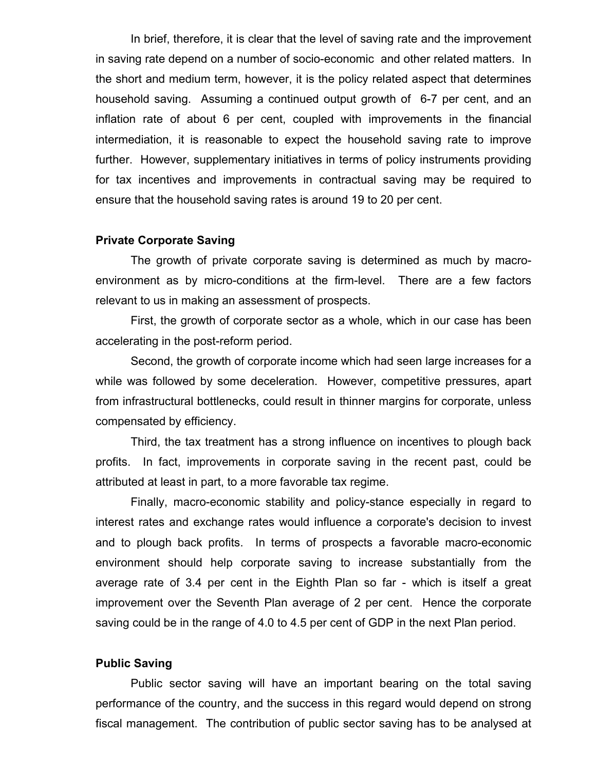In brief, therefore, it is clear that the level of saving rate and the improvement in saving rate depend on a number of socio-economic and other related matters. In the short and medium term, however, it is the policy related aspect that determines household saving. Assuming a continued output growth of 6-7 per cent, and an inflation rate of about 6 per cent, coupled with improvements in the financial intermediation, it is reasonable to expect the household saving rate to improve further. However, supplementary initiatives in terms of policy instruments providing for tax incentives and improvements in contractual saving may be required to ensure that the household saving rates is around 19 to 20 per cent.

**Private Corporate Saving**

The growth of private corporate saving is determined as much by macro-environment as by micro-conditions at the firm-level. There are a few factors relevant to us in making an assessment of prospects.

First, the growth of corporate sector as a whole, which in our case has been accelerating in the post-reform period.

Second, the growth of corporate income which had seen large increases for a while was followed by some deceleration. However, competitive pressures, apart from infrastructural bottlenecks, could result in thinner margins for corporate, unless compensated by efficiency.

Third, the tax treatment has a strong influence on incentives to plough back profits. In fact, improvements in corporate saving in the recent past, could be attributed at least in part, to a more favorable tax regime.

Finally, macro-economic stability and policy-stance especially in regard to interest rates and exchange rates would influence a corporate's decision to invest and to plough back profits. In terms of prospects a favorable macro-economic environment should help corporate saving to increase substantially from the average rate of 3.4 per cent in the Eighth Plan so far - which is itself a great improvement over the Seventh Plan average of 2 per cent. Hence the corporate saving could be in the range of 4.0 to 4.5 per cent of GDP in the next Plan period.

**Public Saving**

Public sector saving will have an important bearing on the total saving performance of the country, and the success in this regard would depend on strong fiscal management. The contribution of public sector saving has to be analysed at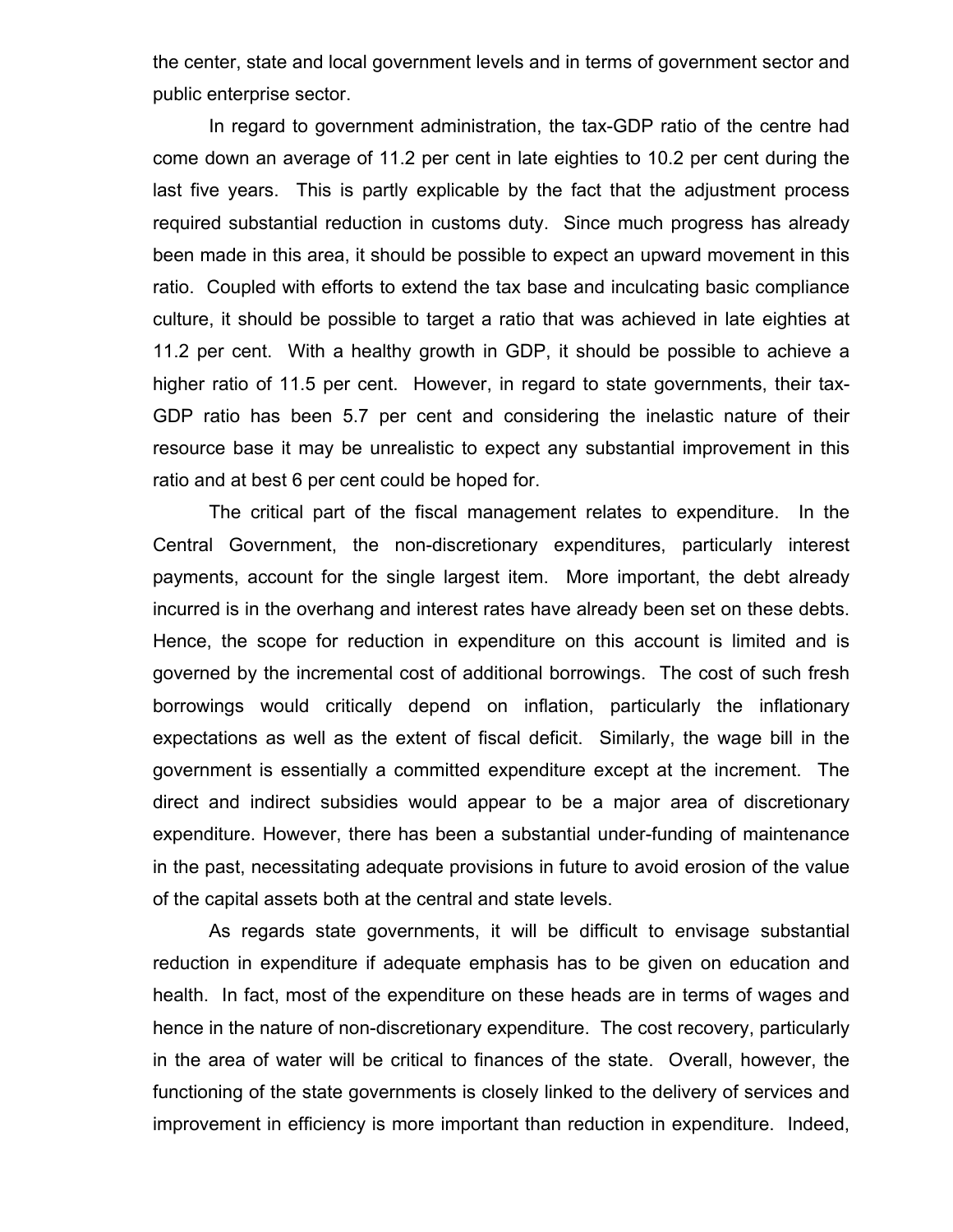the center, state and local government levels and in terms of government sector and public enterprise sector.

In regard to government administration, the tax-GDP ratio of the centre had come down an average of 11.2 per cent in late eighties to 10.2 per cent during the last five years. This is partly explicable by the fact that the adjustment process required substantial reduction in customs duty. Since much progress has already been made in this area, it should be possible to expect an upward movement in this ratio. Coupled with efforts to extend the tax base and inculcating basic compliance culture, it should be possible to target a ratio that was achieved in late eighties at 11.2 per cent. With a healthy growth in GDP, it should be possible to achieve a higher ratio of 11.5 per cent. However, in regard to state governments, their tax-GDP ratio has been 5.7 per cent and considering the inelastic nature of their resource base it may be unrealistic to expect any substantial improvement in this ratio and at best 6 per cent could be hoped for.

The critical part of the fiscal management relates to expenditure. In the Central Government, the non-discretionary expenditures, particularly interest payments, account for the single largest item. More important, the debt already incurred is in the overhang and interest rates have already been set on these debts. Hence, the scope for reduction in expenditure on this account is limited and is governed by the incremental cost of additional borrowings. The cost of such fresh borrowings would critically depend on inflation, particularly the inflationary expectations as well as the extent of fiscal deficit. Similarly, the wage bill in the government is essentially a committed expenditure except at the increment. The direct and indirect subsidies would appear to be a major area of discretionary expenditure. However, there has been a substantial under-funding of maintenance in the past, necessitating adequate provisions in future to avoid erosion of the value of the capital assets both at the central and state levels.

As regards state governments, it will be difficult to envisage substantial reduction in expenditure if adequate emphasis has to be given on education and health. In fact, most of the expenditure on these heads are in terms of wages and hence in the nature of non-discretionary expenditure. The cost recovery, particularly in the area of water will be critical to finances of the state. Overall, however, the functioning of the state governments is closely linked to the delivery of services and improvement in efficiency is more important than reduction in expenditure. Indeed,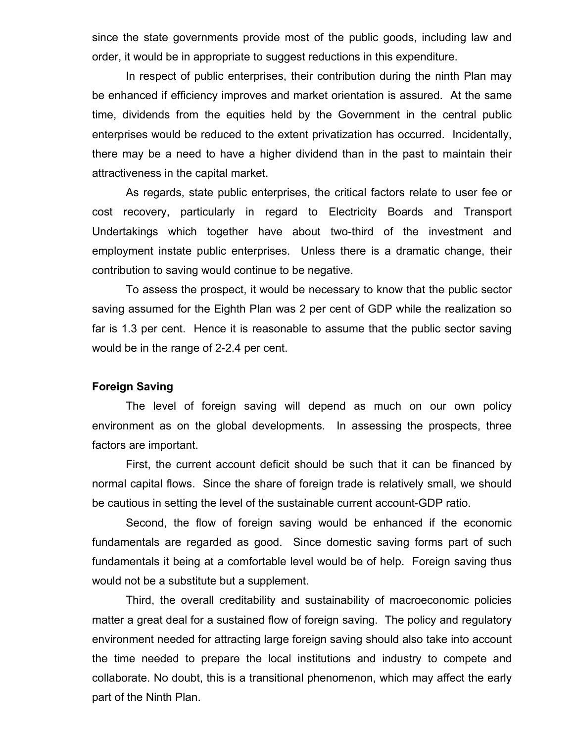since the state governments provide most of the public goods, including law and order, it would be in appropriate to suggest reductions in this expenditure.

In respect of public enterprises, their contribution during the ninth Plan may be enhanced if efficiency improves and market orientation is assured. At the same time, dividends from the equities held by the Government in the central public enterprises would be reduced to the extent privatization has occurred. Incidentally, there may be a need to have a higher dividend than in the past to maintain their attractiveness in the capital market.

As regards, state public enterprises, the critical factors relate to user fee or cost recovery, particularly in regard to Electricity Boards and Transport Undertakings which together have about two-third of the investment and employment instate public enterprises. Unless there is a dramatic change, their contribution to saving would continue to be negative.

To assess the prospect, it would be necessary to know that the public sector saving assumed for the Eighth Plan was 2 per cent of GDP while the realization so far is 1.3 per cent. Hence it is reasonable to assume that the public sector saving would be in the range of 2-2.4 per cent.

**Foreign Saving**

The level of foreign saving will depend as much on our own policy environment as on the global developments. In assessing the prospects, three factors are important.

First, the current account deficit should be such that it can be financed by normal capital flows. Since the share of foreign trade is relatively small, we should be cautious in setting the level of the sustainable current account-GDP ratio.

Second, the flow of foreign saving would be enhanced if the economic fundamentals are regarded as good. Since domestic saving forms part of such fundamentals it being at a comfortable level would be of help. Foreign saving thus would not be a substitute but a supplement.

Third, the overall creditability and sustainability of macroeconomic policies matter a great deal for a sustained flow of foreign saving. The policy and regulatory environment needed for attracting large foreign saving should also take into account the time needed to prepare the local institutions and industry to compete and collaborate. No doubt, this is a transitional phenomenon, which may affect the early part of the Ninth Plan.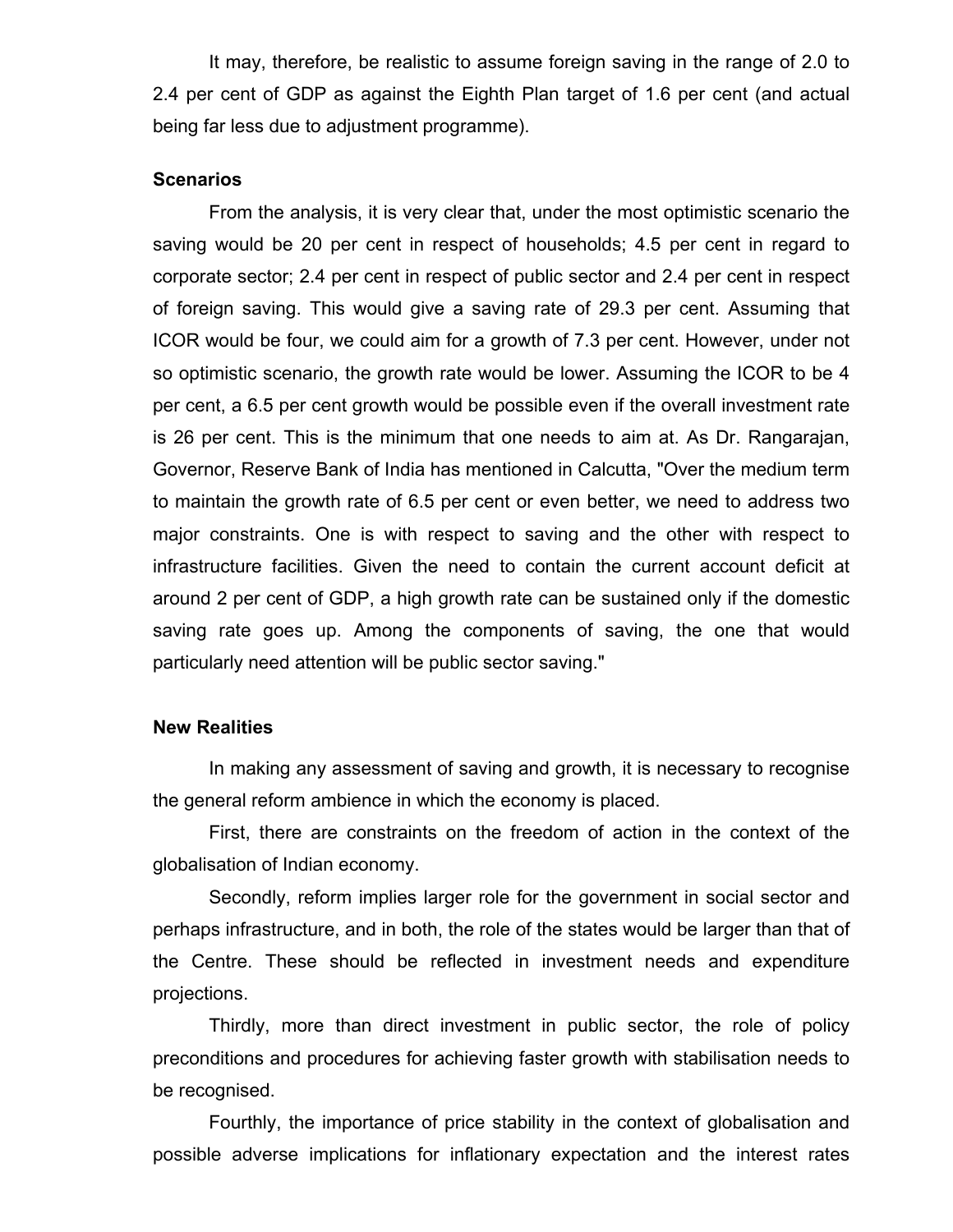It may, therefore, be realistic to assume foreign saving in the range of 2.0 to 2.4 per cent of GDP as against the Eighth Plan target of 1.6 per cent (and actual being far less due to adjustment programme).

**Scenarios**

From the analysis, it is very clear that, under the most optimistic scenario the saving would be 20 per cent in respect of households; 4.5 per cent in regard to corporate sector; 2.4 per cent in respect of public sector and 2.4 per cent in respect of foreign saving. This would give a saving rate of 29.3 per cent. Assuming that ICOR would be four, we could aim for a growth of 7.3 per cent. However, under not so optimistic scenario, the growth rate would be lower. Assuming the ICOR to be 4 per cent, a 6.5 per cent growth would be possible even if the overall investment rate is 26 per cent. This is the minimum that one needs to aim at. As Dr. Rangarajan, Governor, Reserve Bank of India has mentioned in Calcutta, "Over the medium term to maintain the growth rate of 6.5 per cent or even better, we need to address two major constraints. One is with respect to saving and the other with respect to infrastructure facilities. Given the need to contain the current account deficit at around 2 per cent of GDP, a high growth rate can be sustained only if the domestic saving rate goes up. Among the components of saving, the one that would particularly need attention will be public sector saving."

**New Realities**

In making any assessment of saving and growth, it is necessary to recognise the general reform ambience in which the economy is placed.

First, there are constraints on the freedom of action in the context of the globalisation of Indian economy.

Secondly, reform implies larger role for the government in social sector and perhaps infrastructure, and in both, the role of the states would be larger than that of the Centre. These should be reflected in investment needs and expenditure projections.

Thirdly, more than direct investment in public sector, the role of policy preconditions and procedures for achieving faster growth with stabilisation needs to be recognised.

Fourthly, the importance of price stability in the context of globalisation and possible adverse implications for inflationary expectation and the interest rates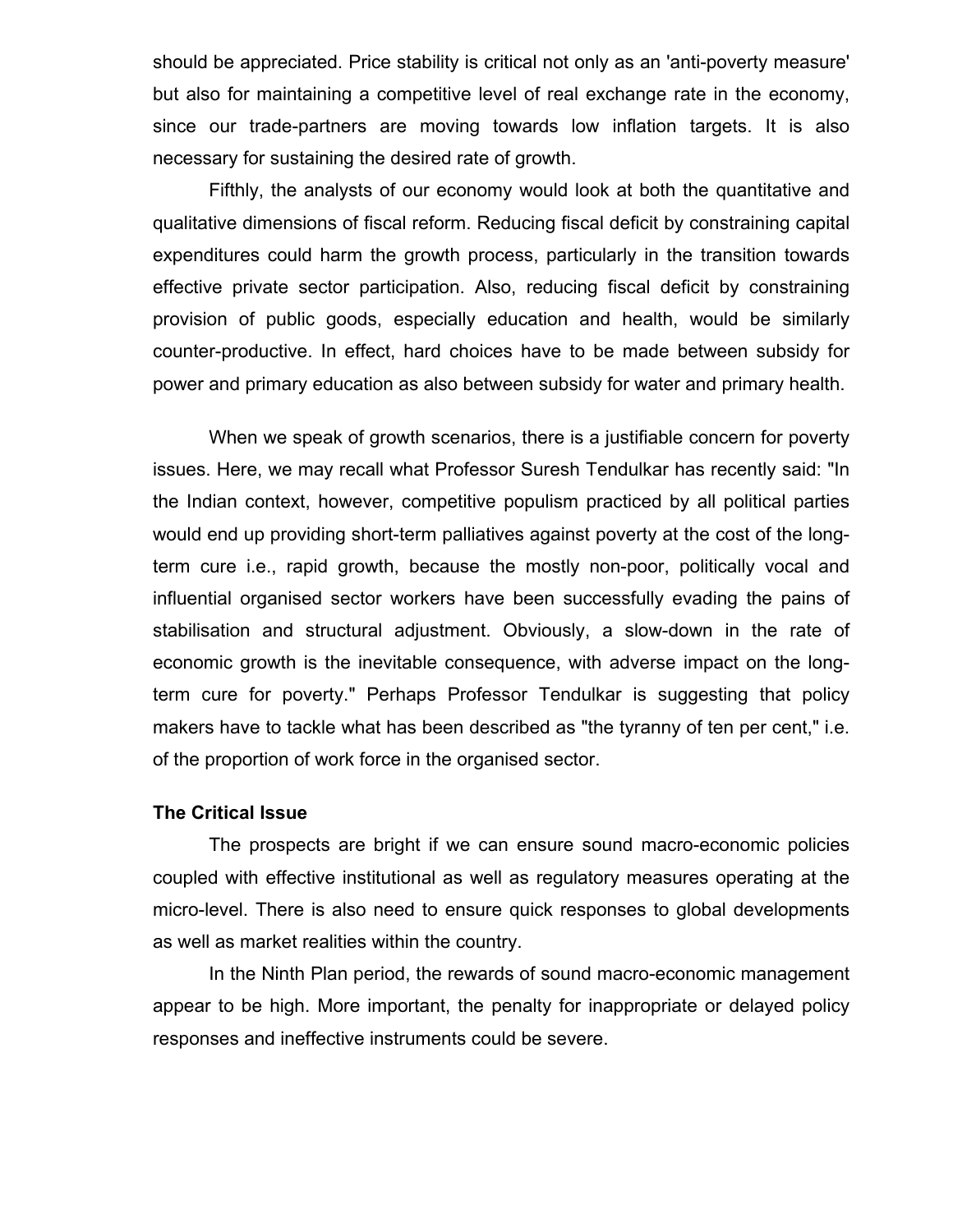should be appreciated. Price stability is critical not only as an 'anti-poverty measure' but also for maintaining a competitive level of real exchange rate in the economy, since our trade-partners are moving towards low inflation targets. It is also necessary for sustaining the desired rate of growth.

Fifthly, the analysts of our economy would look at both the quantitative and qualitative dimensions of fiscal reform. Reducing fiscal deficit by constraining capital expenditures could harm the growth process, particularly in the transition towards effective private sector participation. Also, reducing fiscal deficit by constraining provision of public goods, especially education and health, would be similarly counter-productive. In effect, hard choices have to be made between subsidy for power and primary education as also between subsidy for water and primary health.

When we speak of growth scenarios, there is a justifiable concern for poverty issues. Here, we may recall what Professor Suresh Tendulkar has recently said: "In the Indian context, however, competitive populism practiced by all political parties would end up providing short-term palliatives against poverty at the cost of the long-term cure i.e., rapid growth, because the mostly non-poor, politically vocal and influential organised sector workers have been successfully evading the pains of stabilisation and structural adjustment. Obviously, a slow-down in the rate of economic growth is the inevitable consequence, with adverse impact on the long-term cure for poverty." Perhaps Professor Tendulkar is suggesting that policy makers have to tackle what has been described as "the tyranny of ten per cent," i.e. of the proportion of work force in the organised sector.

**The Critical Issue**

The prospects are bright if we can ensure sound macro-economic policies coupled with effective institutional as well as regulatory measures operating at the micro-level. There is also need to ensure quick responses to global developments as well as market realities within the country.

In the Ninth Plan period, the rewards of sound macro-economic management appear to be high. More important, the penalty for inappropriate or delayed policy responses and ineffective instruments could be severe.